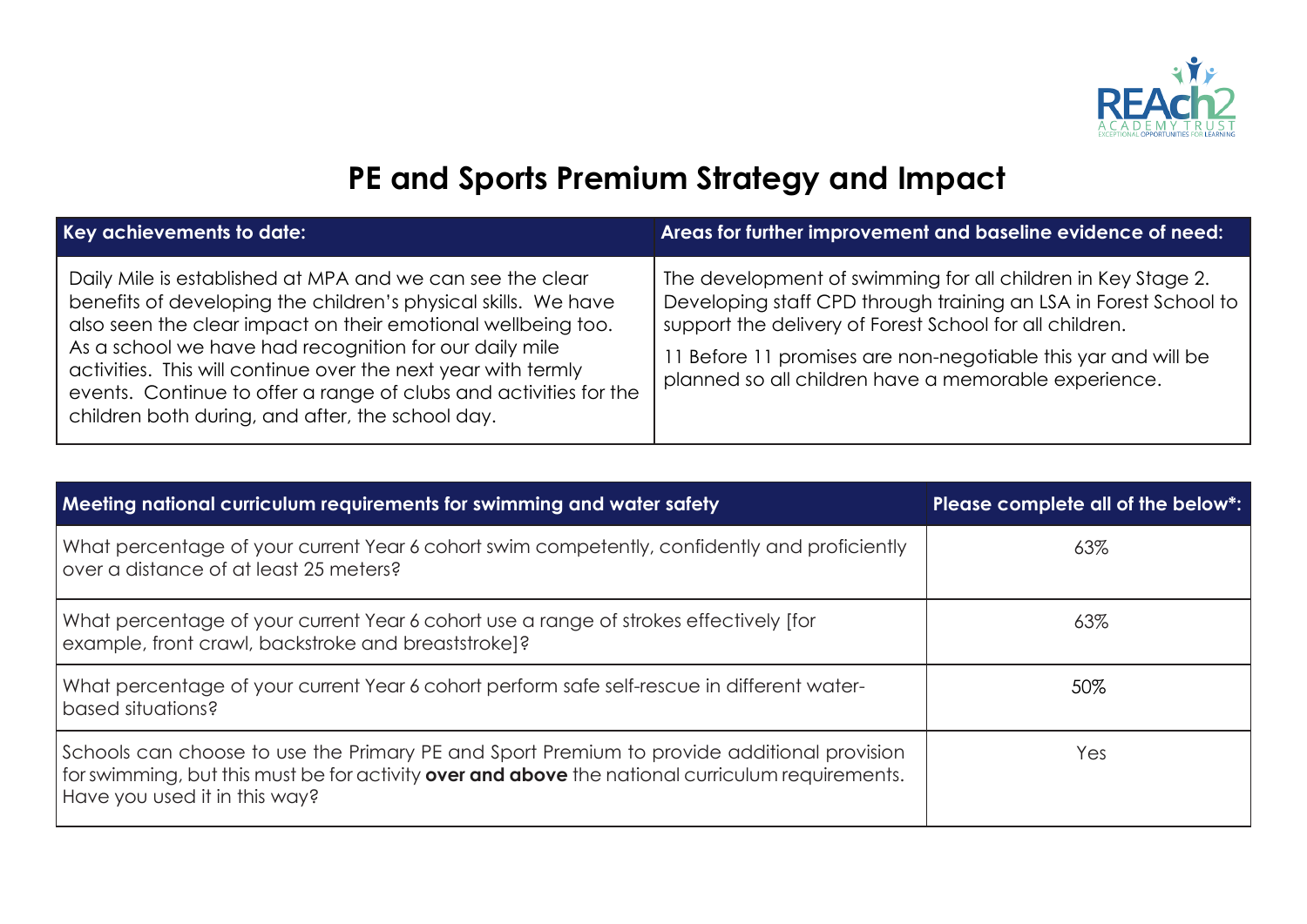# PE and Sports Premium Strategy and Impact

| Key achievements to date: | Areas for further improvement and baseline evidence of need: |
|---|---|
| Daily Mile is established at MPA and we can see the clear benefits of developing the children's physical skills. We have also seen the clear impact on their emotional wellbeing too. As a school we have had recognition for our daily mile activities. This will continue over the next year with termly events. Continue to offer a range of clubs and activities for the children both during, and after, the school day. | The development of swimming for all children in Key Stage 2. Developing staff CPD through training an LSA in Forest School to support the delivery of Forest School for all children. 11 Before 11 promises are non-negotiable this yar and will be planned so all children have a memorable experience. |

| Meeting national curriculum requirements for swimming and water safety | Please complete all of the below*: |
|---|---|
| What percentage of your current Year 6 cohort swim competently, confidently and proficiently over a distance of at least 25 meters? | 63% |
| What percentage of your current Year 6 cohort use a range of strokes effectively [for example, front crawl, backstroke and breaststroke]? | 63% |
| What percentage of your current Year 6 cohort perform safe self-rescue in different water-based situations? | 50% |
| Schools can choose to use the Primary PE and Sport Premium to provide additional provision for swimming, but this must be for activity **over and above** the national curriculum requirements. Have you used it in this way? | Yes |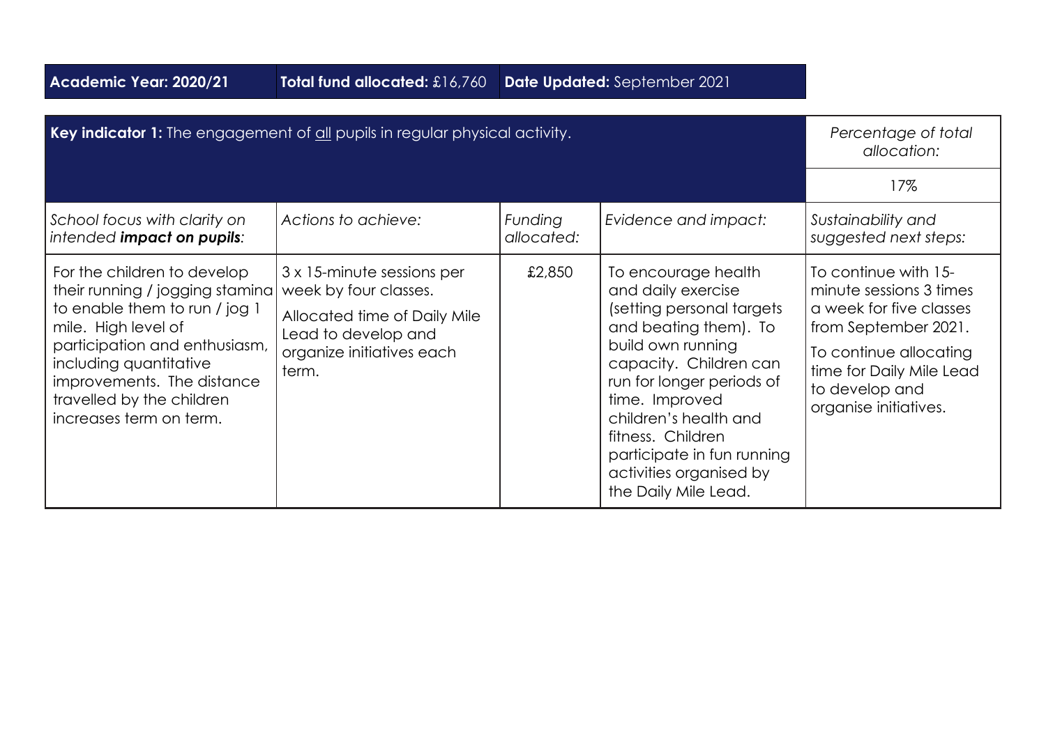| **Academic Year: 2020/21** | **Total fund allocated:** £16,760 | **Date Updated:** September 2021 |
|---|---|---|

| **Key indicator 1:** The engagement of <u>all</u> pupils in regular physical activity. | | | | *Percentage of total allocation:* |
|---|---|---|---|---|
| | | | | 17% |
| *School focus with clarity on intended* ***impact on pupils****:* | *Actions to achieve:* | *Funding allocated:* | *Evidence and impact:* | *Sustainability and suggested next steps:* |
| For the children to develop their running / jogging stamina to enable them to run / jog 1 mile. High level of participation and enthusiasm, including quantitative improvements. The distance travelled by the children increases term on term. | 3 x 15-minute sessions per week by four classes.<br><br>Allocated time of Daily Mile Lead to develop and organize initiatives each term. | £2,850 | To encourage health and daily exercise (setting personal targets and beating them). To build own running capacity. Children can run for longer periods of time. Improved children's health and fitness. Children participate in fun running activities organised by the Daily Mile Lead. | To continue with 15-minute sessions 3 times a week for five classes from September 2021.<br><br>To continue allocating time for Daily Mile Lead to develop and organise initiatives. |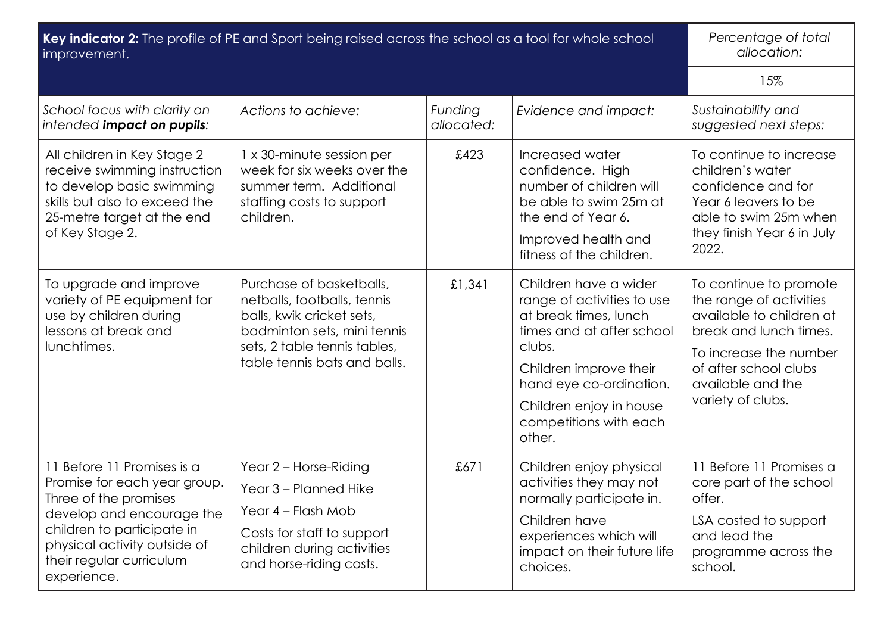| **Key indicator 2:** The profile of PE and Sport being raised across the school as a tool for whole school improvement. | | | | *Percentage of total allocation:* |
|---|---|---|---|---|
| | | | | 15% |
| *School focus with clarity on intended **impact on pupils**:* | *Actions to achieve:* | *Funding allocated:* | *Evidence and impact:* | *Sustainability and suggested next steps:* |
| All children in Key Stage 2 receive swimming instruction to develop basic swimming skills but also to exceed the 25-metre target at the end of Key Stage 2. | 1 x 30-minute session per week for six weeks over the summer term. Additional staffing costs to support children. | £423 | Increased water confidence. High number of children will be able to swim 25m at the end of Year 6.<br>Improved health and fitness of the children. | To continue to increase children's water confidence and for Year 6 leavers to be able to swim 25m when they finish Year 6 in July 2022. |
| To upgrade and improve variety of PE equipment for use by children during lessons at break and lunchtimes. | Purchase of basketballs, netballs, footballs, tennis balls, kwik cricket sets, badminton sets, mini tennis sets, 2 table tennis tables, table tennis bats and balls. | £1,341 | Children have a wider range of activities to use at break times, lunch times and at after school clubs.<br>Children improve their hand eye co-ordination.<br>Children enjoy in house competitions with each other. | To continue to promote the range of activities available to children at break and lunch times.<br>To increase the number of after school clubs available and the variety of clubs. |
| 11 Before 11 Promises is a Promise for each year group. Three of the promises develop and encourage the children to participate in physical activity outside of their regular curriculum experience. | Year 2 – Horse-Riding<br>Year 3 – Planned Hike<br>Year 4 – Flash Mob<br>Costs for staff to support children during activities and horse-riding costs. | £671 | Children enjoy physical activities they may not normally participate in.<br>Children have experiences which will impact on their future life choices. | 11 Before 11 Promises a core part of the school offer.<br>LSA costed to support and lead the programme across the school. |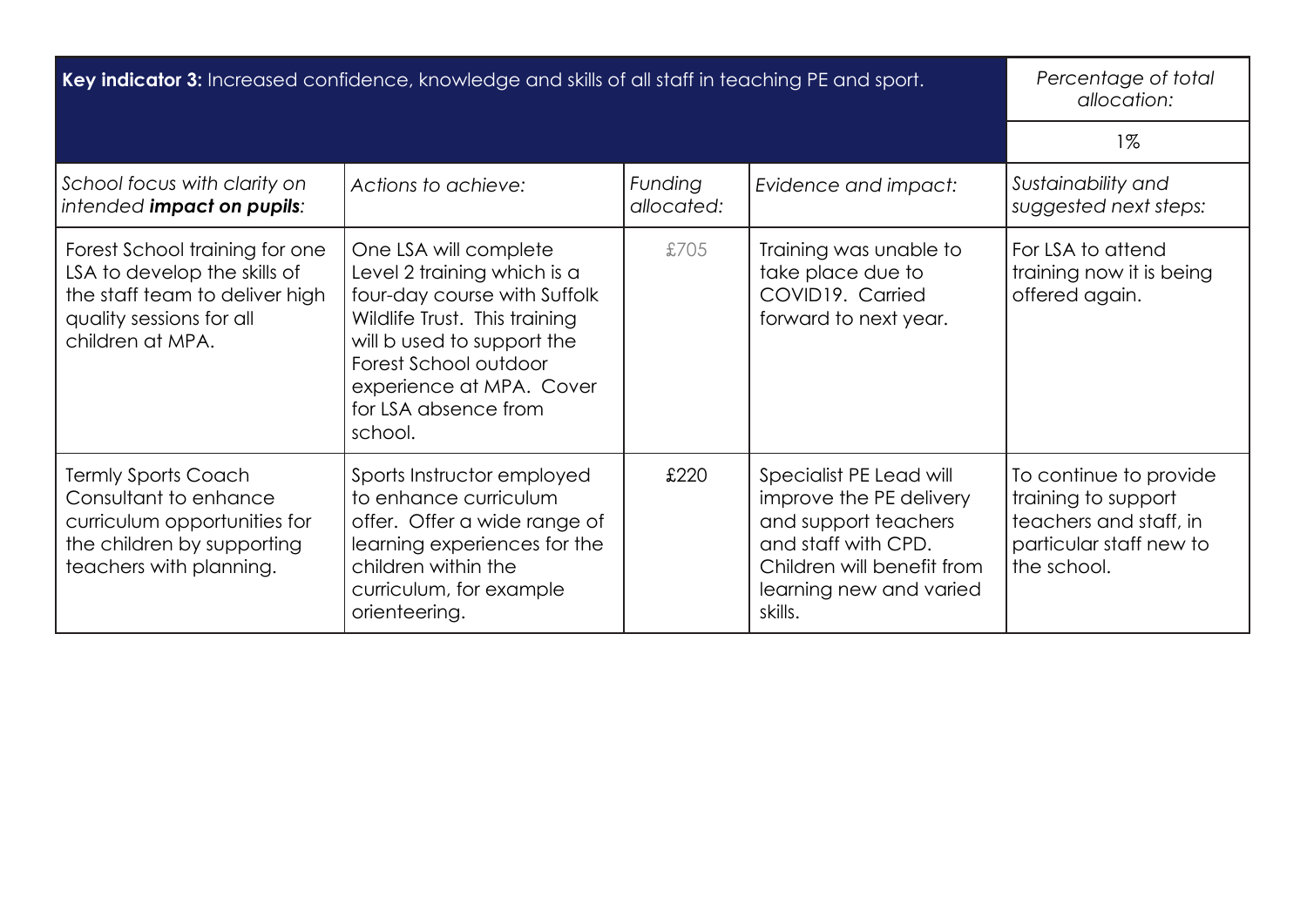| **Key indicator 3:** Increased confidence, knowledge and skills of all staff in teaching PE and sport. | | | | *Percentage of total allocation:* |
|---|---|---|---|---|
| | | | | 1% |
| *School focus with clarity on intended **impact on pupils**:* | *Actions to achieve:* | *Funding allocated:* | *Evidence and impact:* | *Sustainability and suggested next steps:* |
| Forest School training for one LSA to develop the skills of the staff team to deliver high quality sessions for all children at MPA. | One LSA will complete Level 2 training which is a four-day course with Suffolk Wildlife Trust. This training will b used to support the Forest School outdoor experience at MPA. Cover for LSA absence from school. | £705 | Training was unable to take place due to COVID19. Carried forward to next year. | For LSA to attend training now it is being offered again. |
| Termly Sports Coach Consultant to enhance curriculum opportunities for the children by supporting teachers with planning. | Sports Instructor employed to enhance curriculum offer. Offer a wide range of learning experiences for the children within the curriculum, for example orienteering. | £220 | Specialist PE Lead will improve the PE delivery and support teachers and staff with CPD. Children will benefit from learning new and varied skills. | To continue to provide training to support teachers and staff, in particular staff new to the school. |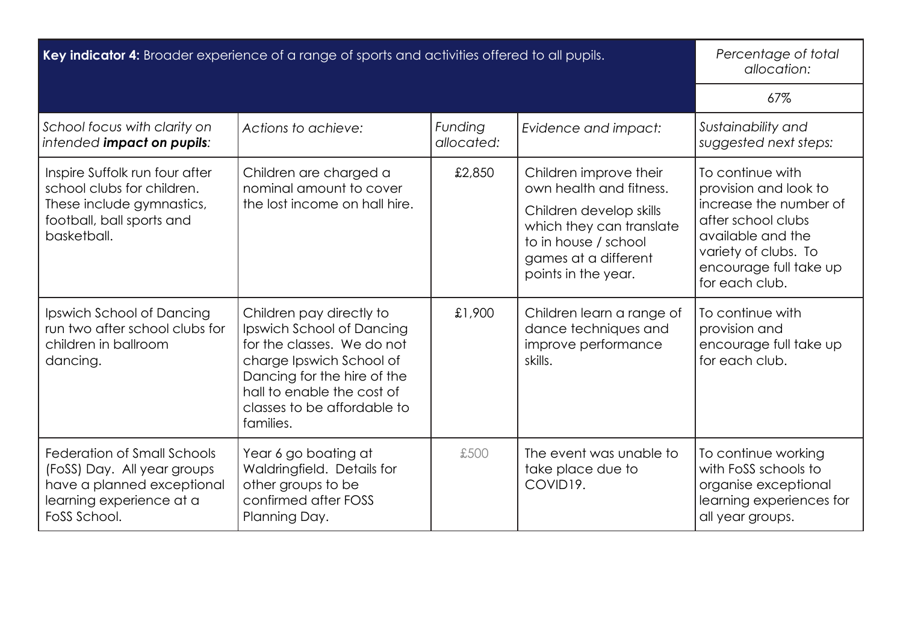| **Key indicator 4:** Broader experience of a range of sports and activities offered to all pupils. | | | | *Percentage of total allocation:* |
|---|---|---|---|---|
| | | | | 67% |
| *School focus with clarity on intended **impact on pupils**:* | *Actions to achieve:* | *Funding allocated:* | *Evidence and impact:* | *Sustainability and suggested next steps:* |
| Inspire Suffolk run four after school clubs for children. These include gymnastics, football, ball sports and basketball. | Children are charged a nominal amount to cover the lost income on hall hire. | £2,850 | Children improve their own health and fitness.<br><br>Children develop skills which they can translate to in house / school games at a different points in the year. | To continue with provision and look to increase the number of after school clubs available and the variety of clubs. To encourage full take up for each club. |
| Ipswich School of Dancing run two after school clubs for children in ballroom dancing. | Children pay directly to Ipswich School of Dancing for the classes. We do not charge Ipswich School of Dancing for the hire of the hall to enable the cost of classes to be affordable to families. | £1,900 | Children learn a range of dance techniques and improve performance skills. | To continue with provision and encourage full take up for each club. |
| Federation of Small Schools (FoSS) Day. All year groups have a planned exceptional learning experience at a FoSS School. | Year 6 go boating at Waldringfield. Details for other groups to be confirmed after FOSS Planning Day. | £500 | The event was unable to take place due to COVID19. | To continue working with FoSS schools to organise exceptional learning experiences for all year groups. |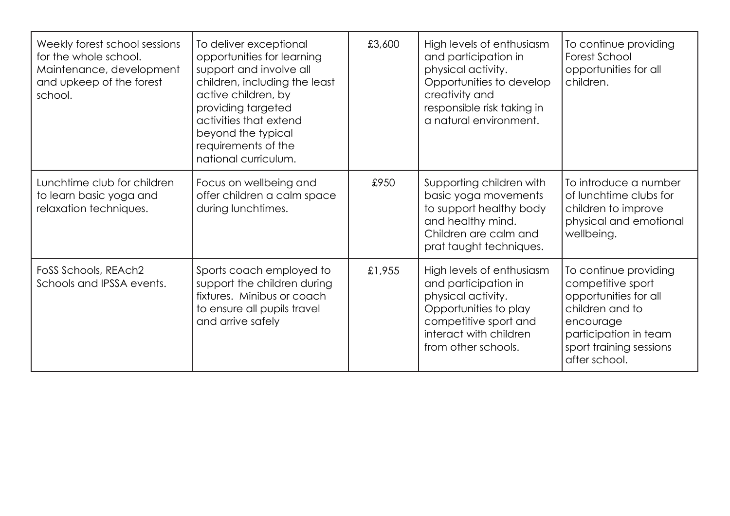| Weekly forest school sessions for the whole school. Maintenance, development and upkeep of the forest school. | To deliver exceptional opportunities for learning support and involve all children, including the least active children, by providing targeted activities that extend beyond the typical requirements of the national curriculum. | £3,600 | High levels of enthusiasm and participation in physical activity. Opportunities to develop creativity and responsible risk taking in a natural environment. | To continue providing Forest School opportunities for all children. |
|---|---|---|---|---|
| Lunchtime club for children to learn basic yoga and relaxation techniques. | Focus on wellbeing and offer children a calm space during lunchtimes. | £950 | Supporting children with basic yoga movements to support healthy body and healthy mind. Children are calm and prat taught techniques. | To introduce a number of lunchtime clubs for children to improve physical and emotional wellbeing. |
| FoSS Schools, REAch2 Schools and IPSSA events. | Sports coach employed to support the children during fixtures. Minibus or coach to ensure all pupils travel and arrive safely | £1,955 | High levels of enthusiasm and participation in physical activity. Opportunities to play competitive sport and interact with children from other schools. | To continue providing competitive sport opportunities for all children and to encourage participation in team sport training sessions after school. |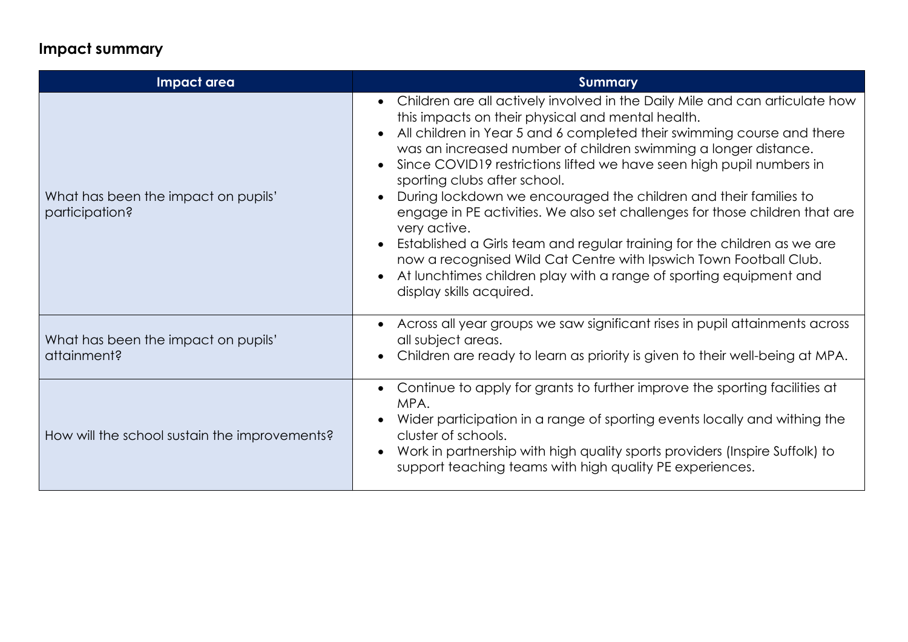## Impact summary

| Impact area | Summary |
| --- | --- |
| What has been the impact on pupils' participation? | • Children are all actively involved in the Daily Mile and can articulate how this impacts on their physical and mental health.<br>• All children in Year 5 and 6 completed their swimming course and there was an increased number of children swimming a longer distance.<br>• Since COVID19 restrictions lifted we have seen high pupil numbers in sporting clubs after school.<br>• During lockdown we encouraged the children and their families to engage in PE activities. We also set challenges for those children that are very active.<br>• Established a Girls team and regular training for the children as we are now a recognised Wild Cat Centre with Ipswich Town Football Club.<br>• At lunchtimes children play with a range of sporting equipment and display skills acquired. |
| What has been the impact on pupils' attainment? | • Across all year groups we saw significant rises in pupil attainments across all subject areas.<br>• Children are ready to learn as priority is given to their well-being at MPA. |
| How will the school sustain the improvements? | • Continue to apply for grants to further improve the sporting facilities at MPA.<br>• Wider participation in a range of sporting events locally and withing the cluster of schools.<br>• Work in partnership with high quality sports providers (Inspire Suffolk) to support teaching teams with high quality PE experiences. |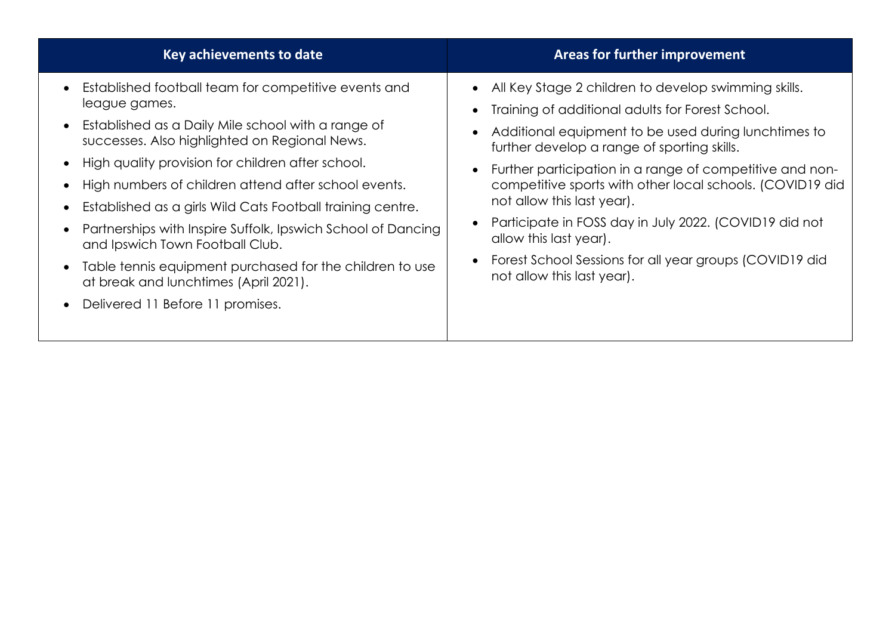| Key achievements to date | Areas for further improvement |
|---|---|
| • Established football team for competitive events and league games.<br>• Established as a Daily Mile school with a range of successes. Also highlighted on Regional News.<br>• High quality provision for children after school.<br>• High numbers of children attend after school events.<br>• Established as a girls Wild Cats Football training centre.<br>• Partnerships with Inspire Suffolk, Ipswich School of Dancing and Ipswich Town Football Club.<br>• Table tennis equipment purchased for the children to use at break and lunchtimes (April 2021).<br>• Delivered 11 Before 11 promises. | • All Key Stage 2 children to develop swimming skills.<br>• Training of additional adults for Forest School.<br>• Additional equipment to be used during lunchtimes to further develop a range of sporting skills.<br>• Further participation in a range of competitive and non-competitive sports with other local schools. (COVID19 did not allow this last year).<br>• Participate in FOSS day in July 2022. (COVID19 did not allow this last year).<br>• Forest School Sessions for all year groups (COVID19 did not allow this last year). |